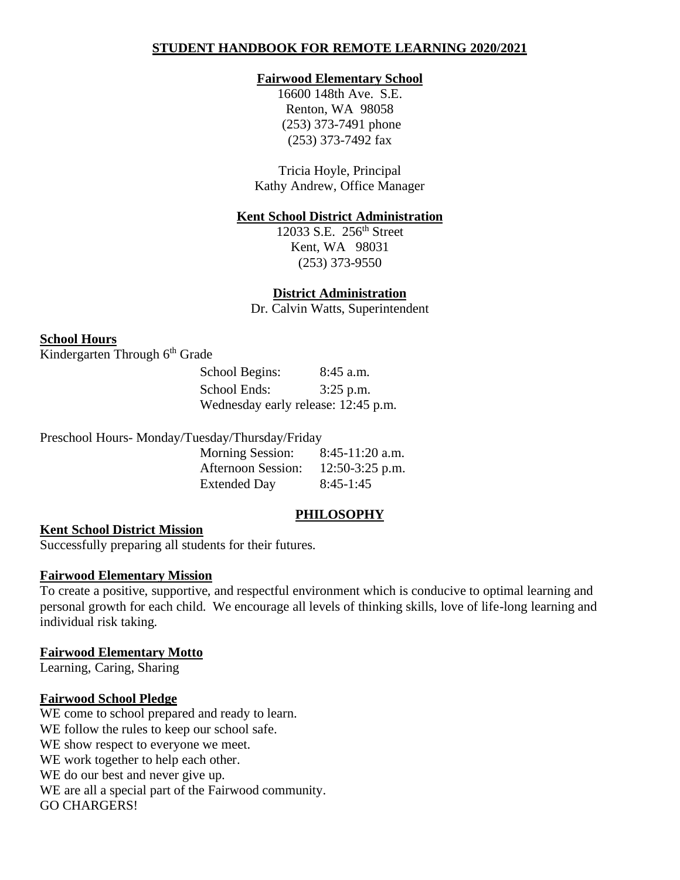# STUDENT HANDBOOK FOR REMOTE LEARNING 2020/2021

**Fairwood Elementary School**

16600 148th Ave. S.E.
Renton, WA 98058
(253) 373-7491 phone
(253) 373-7492 fax

Tricia Hoyle, Principal
Kathy Andrew, Office Manager

**Kent School District Administration**

12033 S.E. 256th Street
Kent, WA 98031
(253) 373-9550

**District Administration**

Dr. Calvin Watts, Superintendent

## School Hours

Kindergarten Through 6th Grade

| | |
|---|---|
| School Begins: | 8:45 a.m. |
| School Ends: | 3:25 p.m. |
| Wednesday early release: 12:45 p.m. | |

Preschool Hours- Monday/Tuesday/Thursday/Friday

| | |
|---|---|
| Morning Session: | 8:45-11:20 a.m. |
| Afternoon Session: | 12:50-3:25 p.m. |
| Extended Day | 8:45-1:45 |

## PHILOSOPHY

### Kent School District Mission

Successfully preparing all students for their futures.

### Fairwood Elementary Mission

To create a positive, supportive, and respectful environment which is conducive to optimal learning and personal growth for each child. We encourage all levels of thinking skills, love of life-long learning and individual risk taking.

### Fairwood Elementary Motto

Learning, Caring, Sharing

### Fairwood School Pledge

WE come to school prepared and ready to learn.
WE follow the rules to keep our school safe.
WE show respect to everyone we meet.
WE work together to help each other.
WE do our best and never give up.
WE are all a special part of the Fairwood community.
GO CHARGERS!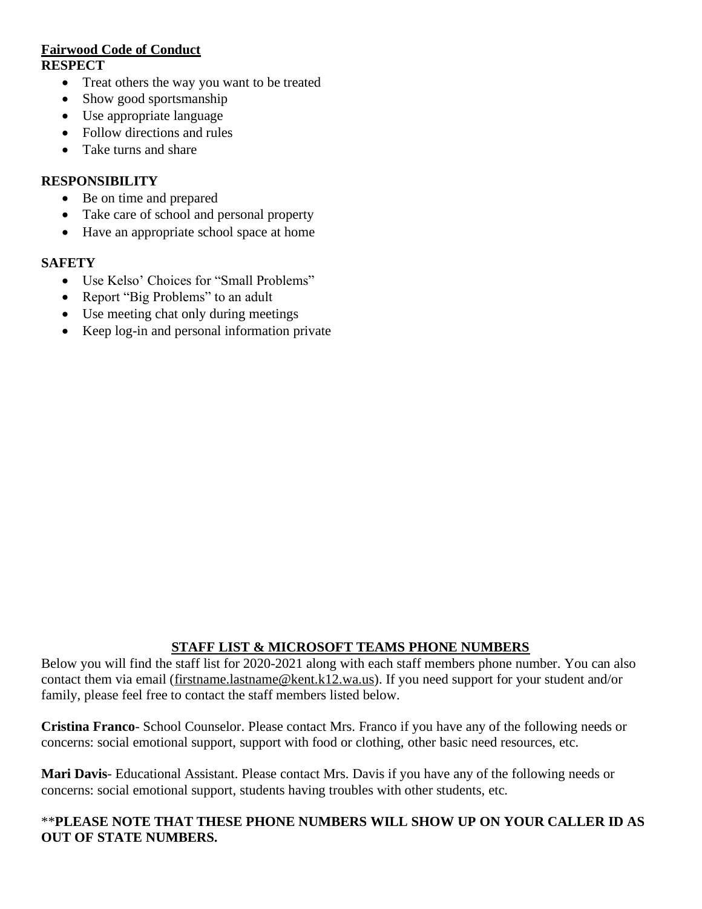## Fairwood Code of Conduct

### RESPECT

- Treat others the way you want to be treated
- Show good sportsmanship
- Use appropriate language
- Follow directions and rules
- Take turns and share

### RESPONSIBILITY

- Be on time and prepared
- Take care of school and personal property
- Have an appropriate school space at home

### SAFETY

- Use Kelso' Choices for "Small Problems"
- Report "Big Problems" to an adult
- Use meeting chat only during meetings
- Keep log-in and personal information private

## STAFF LIST & MICROSOFT TEAMS PHONE NUMBERS

Below you will find the staff list for 2020-2021 along with each staff members phone number. You can also contact them via email (firstname.lastname@kent.k12.wa.us). If you need support for your student and/or family, please feel free to contact the staff members listed below.

**Cristina Franco**- School Counselor. Please contact Mrs. Franco if you have any of the following needs or concerns: social emotional support, support with food or clothing, other basic need resources, etc.

**Mari Davis**- Educational Assistant. Please contact Mrs. Davis if you have any of the following needs or concerns: social emotional support, students having troubles with other students, etc.

\*\***PLEASE NOTE THAT THESE PHONE NUMBERS WILL SHOW UP ON YOUR CALLER ID AS OUT OF STATE NUMBERS.**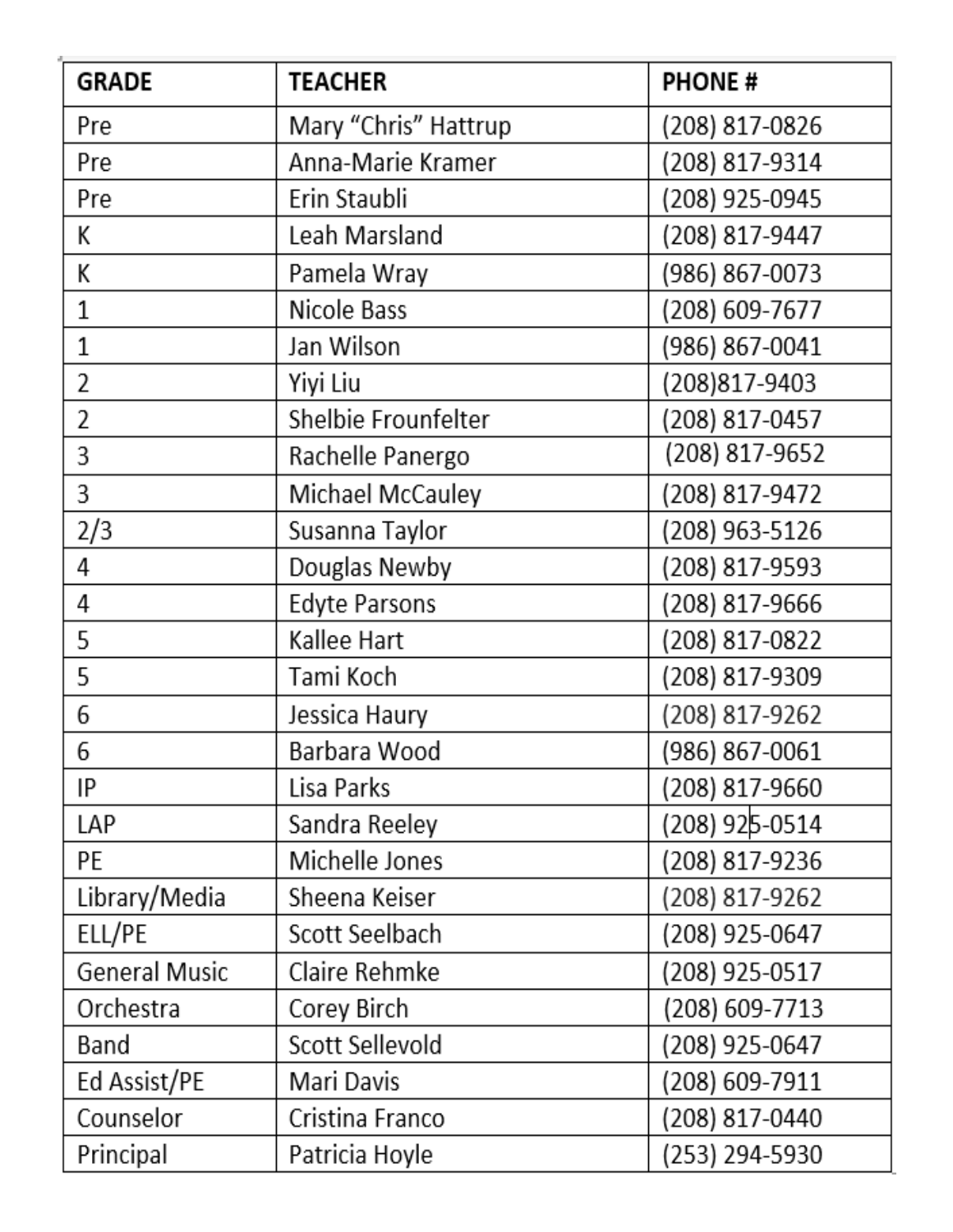| GRADE | TEACHER | PHONE # |
|---|---|---|
| Pre | Mary "Chris" Hattrup | (208) 817-0826 |
| Pre | Anna-Marie Kramer | (208) 817-9314 |
| Pre | Erin Staubli | (208) 925-0945 |
| K | Leah Marsland | (208) 817-9447 |
| K | Pamela Wray | (986) 867-0073 |
| 1 | Nicole Bass | (208) 609-7677 |
| 1 | Jan Wilson | (986) 867-0041 |
| 2 | Yiyi Liu | (208)817-9403 |
| 2 | Shelbie Frounfelter | (208) 817-0457 |
| 3 | Rachelle Panergo | (208) 817-9652 |
| 3 | Michael McCauley | (208) 817-9472 |
| 2/3 | Susanna Taylor | (208) 963-5126 |
| 4 | Douglas Newby | (208) 817-9593 |
| 4 | Edyte Parsons | (208) 817-9666 |
| 5 | Kallee Hart | (208) 817-0822 |
| 5 | Tami Koch | (208) 817-9309 |
| 6 | Jessica Haury | (208) 817-9262 |
| 6 | Barbara Wood | (986) 867-0061 |
| IP | Lisa Parks | (208) 817-9660 |
| LAP | Sandra Reeley | (208) 925-0514 |
| PE | Michelle Jones | (208) 817-9236 |
| Library/Media | Sheena Keiser | (208) 817-9262 |
| ELL/PE | Scott Seelbach | (208) 925-0647 |
| General Music | Claire Rehmke | (208) 925-0517 |
| Orchestra | Corey Birch | (208) 609-7713 |
| Band | Scott Sellevold | (208) 925-0647 |
| Ed Assist/PE | Mari Davis | (208) 609-7911 |
| Counselor | Cristina Franco | (208) 817-0440 |
| Principal | Patricia Hoyle | (253) 294-5930 |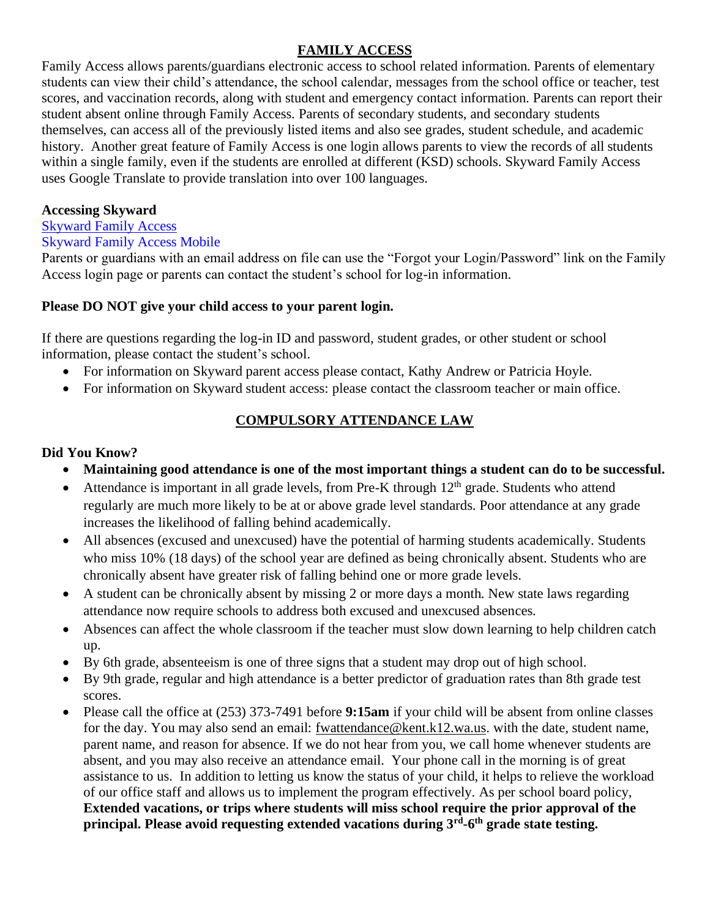## FAMILY ACCESS

Family Access allows parents/guardians electronic access to school related information. Parents of elementary students can view their child's attendance, the school calendar, messages from the school office or teacher, test scores, and vaccination records, along with student and emergency contact information. Parents can report their student absent online through Family Access. Parents of secondary students, and secondary students themselves, can access all of the previously listed items and also see grades, student schedule, and academic history. Another great feature of Family Access is one login allows parents to view the records of all students within a single family, even if the students are enrolled at different (KSD) schools. Skyward Family Access uses Google Translate to provide translation into over 100 languages.

**Accessing Skyward**

Skyward Family Access

Skyward Family Access Mobile

Parents or guardians with an email address on file can use the "Forgot your Login/Password" link on the Family Access login page or parents can contact the student's school for log-in information.

**Please DO NOT give your child access to your parent login.**

If there are questions regarding the log-in ID and password, student grades, or other student or school information, please contact the student's school.

- For information on Skyward parent access please contact, Kathy Andrew or Patricia Hoyle.
- For information on Skyward student access: please contact the classroom teacher or main office.

## COMPULSORY ATTENDANCE LAW

**Did You Know?**

- **Maintaining good attendance is one of the most important things a student can do to be successful.**
- Attendance is important in all grade levels, from Pre-K through 12th grade. Students who attend regularly are much more likely to be at or above grade level standards. Poor attendance at any grade increases the likelihood of falling behind academically.
- All absences (excused and unexcused) have the potential of harming students academically. Students who miss 10% (18 days) of the school year are defined as being chronically absent. Students who are chronically absent have greater risk of falling behind one or more grade levels.
- A student can be chronically absent by missing 2 or more days a month. New state laws regarding attendance now require schools to address both excused and unexcused absences.
- Absences can affect the whole classroom if the teacher must slow down learning to help children catch up.
- By 6th grade, absenteeism is one of three signs that a student may drop out of high school.
- By 9th grade, regular and high attendance is a better predictor of graduation rates than 8th grade test scores.
- Please call the office at (253) 373-7491 before **9:15am** if your child will be absent from online classes for the day. You may also send an email: fwattendance@kent.k12.wa.us. with the date, student name, parent name, and reason for absence. If we do not hear from you, we call home whenever students are absent, and you may also receive an attendance email. Your phone call in the morning is of great assistance to us. In addition to letting us know the status of your child, it helps to relieve the workload of our office staff and allows us to implement the program effectively. As per school board policy, **Extended vacations, or trips where students will miss school require the prior approval of the principal. Please avoid requesting extended vacations during 3rd-6th grade state testing.**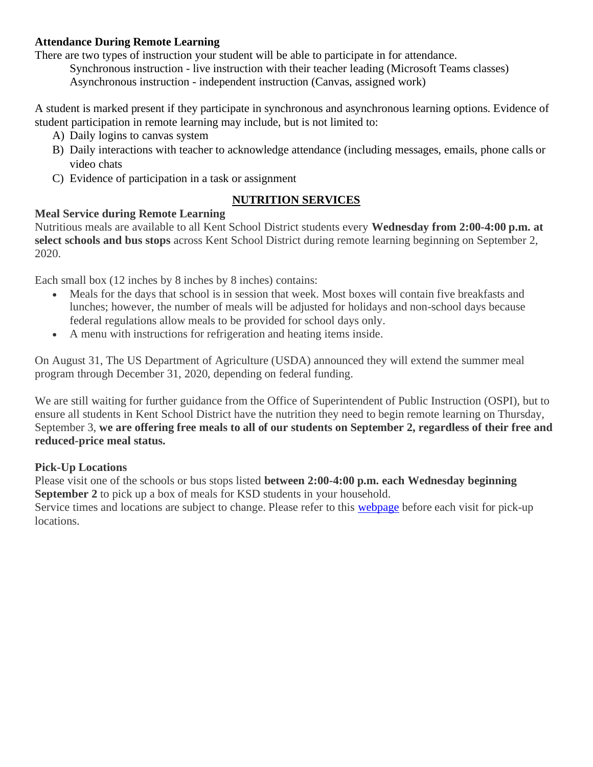**Attendance During Remote Learning**

There are two types of instruction your student will be able to participate in for attendance.

Synchronous instruction - live instruction with their teacher leading (Microsoft Teams classes)
Asynchronous instruction - independent instruction (Canvas, assigned work)

A student is marked present if they participate in synchronous and asynchronous learning options. Evidence of student participation in remote learning may include, but is not limited to:

A) Daily logins to canvas system
B) Daily interactions with teacher to acknowledge attendance (including messages, emails, phone calls or video chats
C) Evidence of participation in a task or assignment

## NUTRITION SERVICES

**Meal Service during Remote Learning**

Nutritious meals are available to all Kent School District students every **Wednesday from 2:00-4:00 p.m. at select schools and bus stops** across Kent School District during remote learning beginning on September 2, 2020.

Each small box (12 inches by 8 inches by 8 inches) contains:

- Meals for the days that school is in session that week. Most boxes will contain five breakfasts and lunches; however, the number of meals will be adjusted for holidays and non-school days because federal regulations allow meals to be provided for school days only.
- A menu with instructions for refrigeration and heating items inside.

On August 31, The US Department of Agriculture (USDA) announced they will extend the summer meal program through December 31, 2020, depending on federal funding.

We are still waiting for further guidance from the Office of Superintendent of Public Instruction (OSPI), but to ensure all students in Kent School District have the nutrition they need to begin remote learning on Thursday, September 3, **we are offering free meals to all of our students on September 2, regardless of their free and reduced-price meal status.**

**Pick-Up Locations**

Please visit one of the schools or bus stops listed **between 2:00-4:00 p.m. each Wednesday beginning September 2** to pick up a box of meals for KSD students in your household.
Service times and locations are subject to change. Please refer to this webpage before each visit for pick-up locations.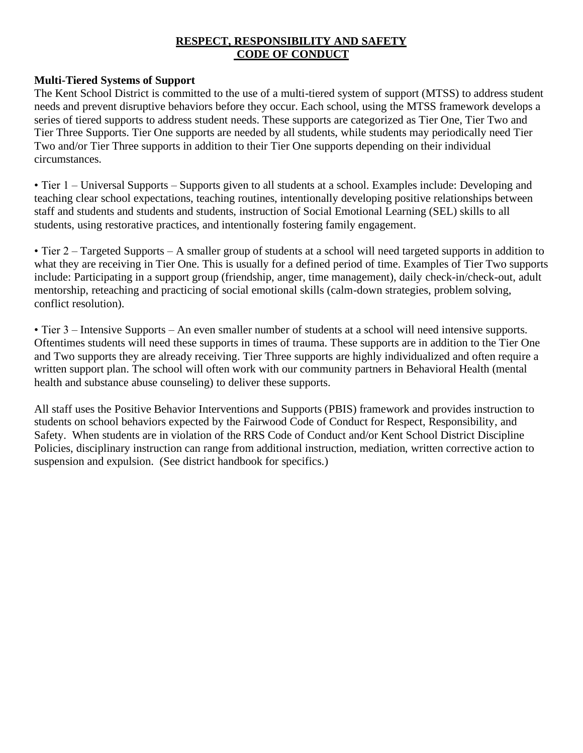# RESPECT, RESPONSIBILITY AND SAFETY CODE OF CONDUCT

**Multi-Tiered Systems of Support**

The Kent School District is committed to the use of a multi-tiered system of support (MTSS) to address student needs and prevent disruptive behaviors before they occur. Each school, using the MTSS framework develops a series of tiered supports to address student needs. These supports are categorized as Tier One, Tier Two and Tier Three Supports. Tier One supports are needed by all students, while students may periodically need Tier Two and/or Tier Three supports in addition to their Tier One supports depending on their individual circumstances.

• Tier 1 – Universal Supports – Supports given to all students at a school. Examples include: Developing and teaching clear school expectations, teaching routines, intentionally developing positive relationships between staff and students and students and students, instruction of Social Emotional Learning (SEL) skills to all students, using restorative practices, and intentionally fostering family engagement.

• Tier 2 – Targeted Supports – A smaller group of students at a school will need targeted supports in addition to what they are receiving in Tier One. This is usually for a defined period of time. Examples of Tier Two supports include: Participating in a support group (friendship, anger, time management), daily check-in/check-out, adult mentorship, reteaching and practicing of social emotional skills (calm-down strategies, problem solving, conflict resolution).

• Tier 3 – Intensive Supports – An even smaller number of students at a school will need intensive supports. Oftentimes students will need these supports in times of trauma. These supports are in addition to the Tier One and Two supports they are already receiving. Tier Three supports are highly individualized and often require a written support plan. The school will often work with our community partners in Behavioral Health (mental health and substance abuse counseling) to deliver these supports.

All staff uses the Positive Behavior Interventions and Supports (PBIS) framework and provides instruction to students on school behaviors expected by the Fairwood Code of Conduct for Respect, Responsibility, and Safety. When students are in violation of the RRS Code of Conduct and/or Kent School District Discipline Policies, disciplinary instruction can range from additional instruction, mediation, written corrective action to suspension and expulsion. (See district handbook for specifics.)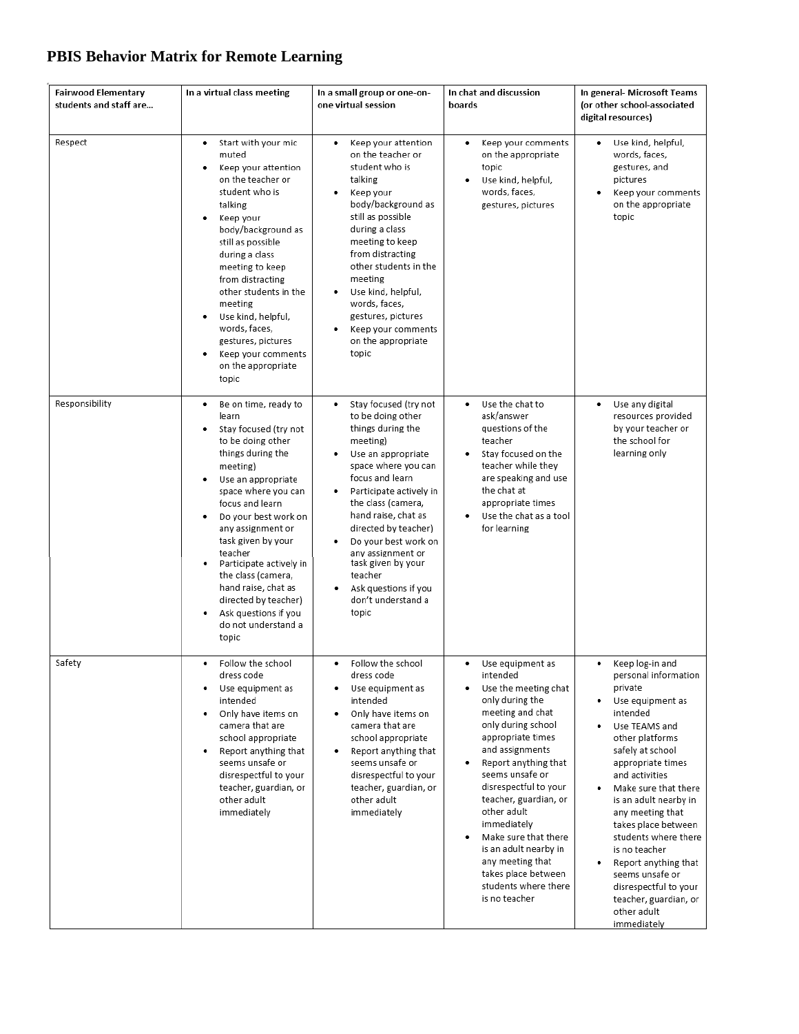# PBIS Behavior Matrix for Remote Learning

| Fairwood Elementary students and staff are… | In a virtual class meeting | In a small group or one-on-one virtual session | In chat and discussion boards | In general- Microsoft Teams (or other school-associated digital resources) |
|---|---|---|---|---|
| Respect | • Start with your mic muted<br>• Keep your attention on the teacher or student who is talking<br>• Keep your body/background as still as possible during a class meeting to keep from distracting other students in the meeting<br>• Use kind, helpful, words, faces, gestures, pictures<br>• Keep your comments on the appropriate topic | • Keep your attention on the teacher or student who is talking<br>• Keep your body/background as still as possible during a class meeting to keep from distracting other students in the meeting<br>• Use kind, helpful, words, faces, gestures, pictures<br>• Keep your comments on the appropriate topic | • Keep your comments on the appropriate topic<br>• Use kind, helpful, words, faces, gestures, pictures | • Use kind, helpful, words, faces, gestures, and pictures<br>• Keep your comments on the appropriate topic |
| Responsibility | • Be on time, ready to learn<br>• Stay focused (try not to be doing other things during the meeting)<br>• Use an appropriate space where you can focus and learn<br>• Do your best work on any assignment or task given by your teacher<br>• Participate actively in the class (camera, hand raise, chat as directed by teacher)<br>• Ask questions if you do not understand a topic | • Stay focused (try not to be doing other things during the meeting)<br>• Use an appropriate space where you can focus and learn<br>• Participate actively in the class (camera, hand raise, chat as directed by teacher)<br>• Do your best work on any assignment or task given by your teacher<br>• Ask questions if you don't understand a topic | • Use the chat to ask/answer questions of the teacher<br>• Stay focused on the teacher while they are speaking and use the chat at appropriate times<br>• Use the chat as a tool for learning | • Use any digital resources provided by your teacher or the school for learning only |
| Safety | • Follow the school dress code<br>• Use equipment as intended<br>• Only have items on camera that are school appropriate<br>• Report anything that seems unsafe or disrespectful to your teacher, guardian, or other adult immediately | • Follow the school dress code<br>• Use equipment as intended<br>• Only have items on camera that are school appropriate<br>• Report anything that seems unsafe or disrespectful to your teacher, guardian, or other adult immediately | • Use equipment as intended<br>• Use the meeting chat only during the meeting and chat only during school appropriate times and assignments<br>• Report anything that seems unsafe or disrespectful to your teacher, guardian, or other adult immediately<br>• Make sure that there is an adult nearby in any meeting that takes place between students where there is no teacher | • Keep log-in and personal information private<br>• Use equipment as intended<br>• Use TEAMS and other platforms safely at school appropriate times and activities<br>• Make sure that there is an adult nearby in any meeting that takes place between students where there is no teacher<br>• Report anything that seems unsafe or disrespectful to your teacher, guardian, or other adult immediately |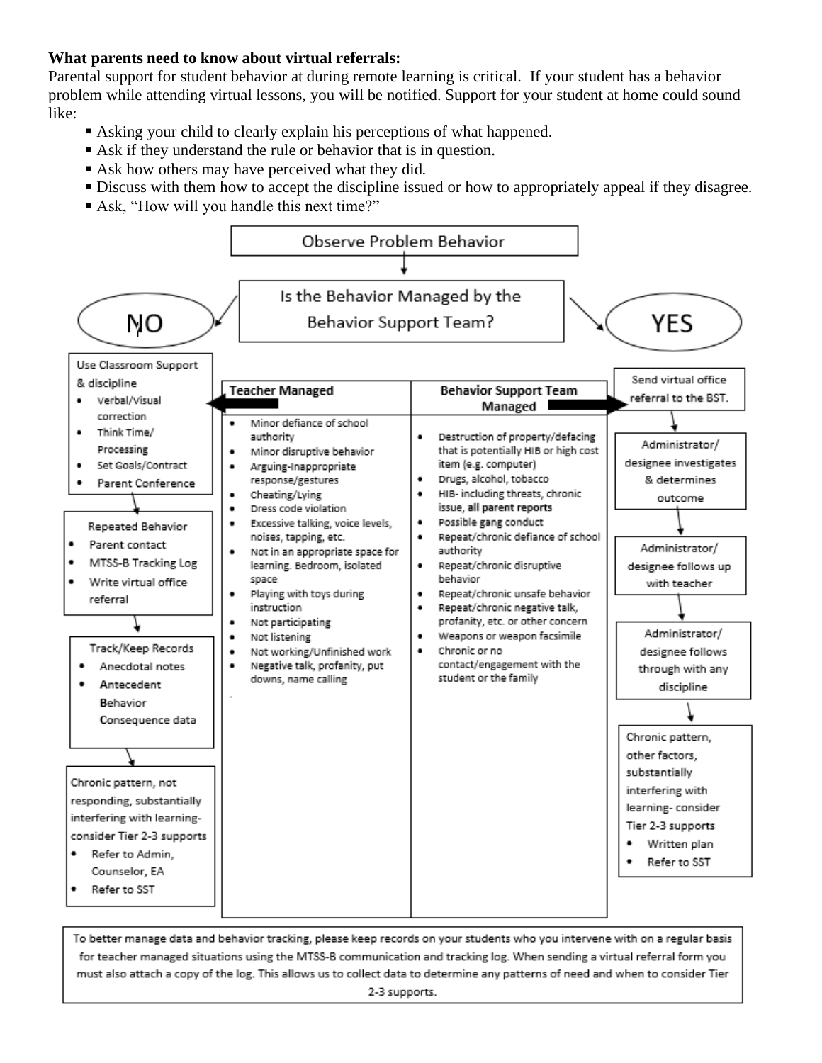**What parents need to know about virtual referrals:**
Parental support for student behavior at during remote learning is critical. If your student has a behavior problem while attending virtual lessons, you will be notified. Support for your student at home could sound like:

- Asking your child to clearly explain his perceptions of what happened.
- Ask if they understand the rule or behavior that is in question.
- Ask how others may have perceived what they did.
- Discuss with them how to accept the discipline issued or how to appropriately appeal if they disagree.
- Ask, "How will you handle this next time?"

Observe Problem Behavior

Is the Behavior Managed by the Behavior Support Team?

**NO**

Use Classroom Support & discipline
- Verbal/Visual correction
- Think Time/ Processing
- Set Goals/Contract
- Parent Conference

Repeated Behavior
- Parent contact
- MTSS-B Tracking Log
- Write virtual office referral

Track/Keep Records
- Anecdotal notes
- Antecedent Behavior Consequence data

Chronic pattern, not responding, substantially interfering with learning- consider Tier 2-3 supports
- Refer to Admin, Counselor, EA
- Refer to SST

| Teacher Managed | Behavior Support Team Managed |
|---|---|
| • Minor defiance of school authority<br>• Minor disruptive behavior<br>• Arguing-Inappropriate response/gestures<br>• Cheating/Lying<br>• Dress code violation<br>• Excessive talking, voice levels, noises, tapping, etc.<br>• Not in an appropriate space for learning. Bedroom, isolated space<br>• Playing with toys during instruction<br>• Not participating<br>• Not listening<br>• Not working/Unfinished work<br>• Negative talk, profanity, put downs, name calling | • Destruction of property/defacing that is potentially HIB or high cost item (e.g. computer)<br>• Drugs, alcohol, tobacco<br>• HIB- including threats, chronic issue, **all parent reports**<br>• Possible gang conduct<br>• Repeat/chronic defiance of school authority<br>• Repeat/chronic disruptive behavior<br>• Repeat/chronic unsafe behavior<br>• Repeat/chronic negative talk, profanity, etc. or other concern<br>• Weapons or weapon facsimile<br>• Chronic or no contact/engagement with the student or the family |

**YES**

Send virtual office referral to the BST.

Administrator/ designee investigates & determines outcome

Administrator/ designee follows up with teacher

Administrator/ designee follows through with any discipline

Chronic pattern, other factors, substantially interfering with learning- consider Tier 2-3 supports
- Written plan
- Refer to SST

To better manage data and behavior tracking, please keep records on your students who you intervene with on a regular basis for teacher managed situations using the MTSS-B communication and tracking log. When sending a virtual referral form you must also attach a copy of the log. This allows us to collect data to determine any patterns of need and when to consider Tier 2-3 supports.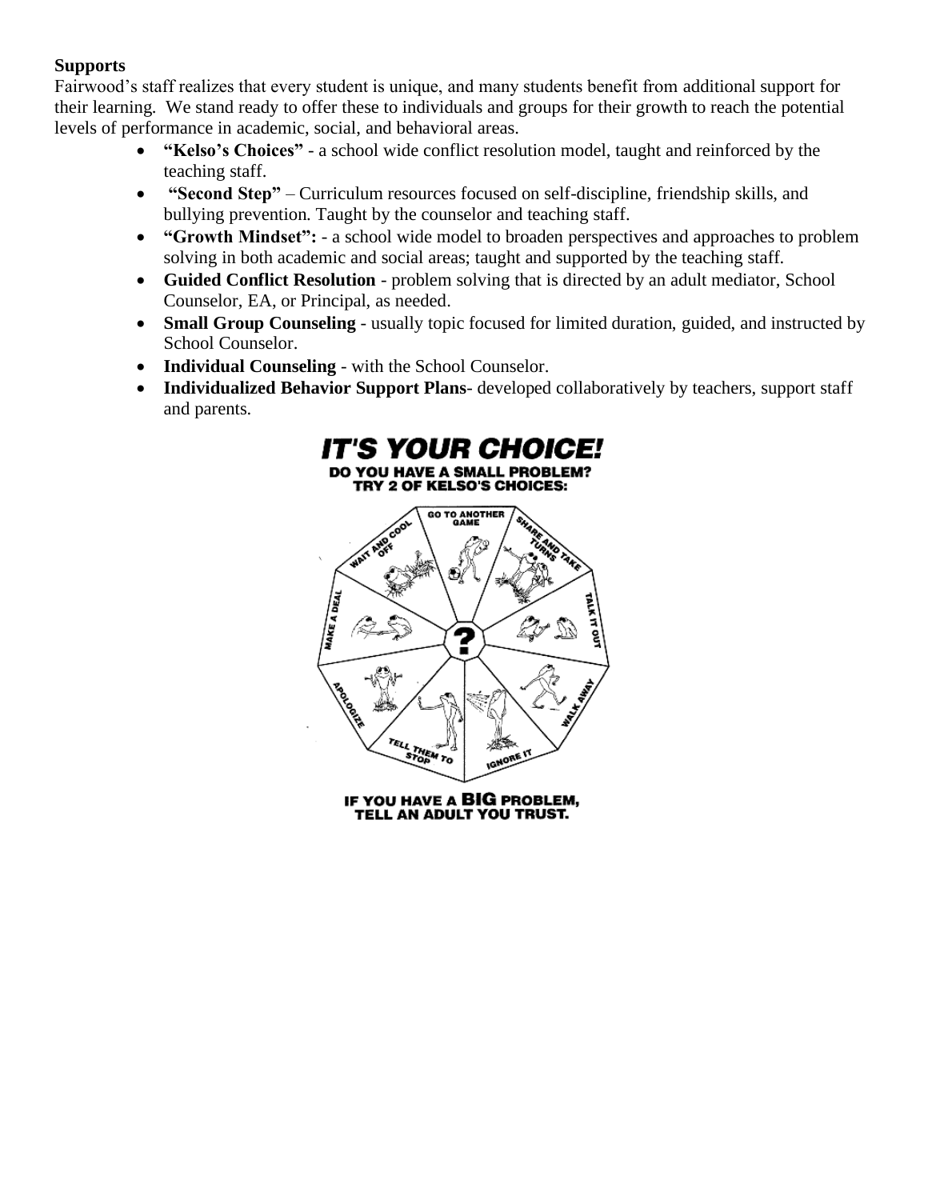**Supports**

Fairwood's staff realizes that every student is unique, and many students benefit from additional support for their learning. We stand ready to offer these to individuals and groups for their growth to reach the potential levels of performance in academic, social, and behavioral areas.

- **"Kelso's Choices"** - a school wide conflict resolution model, taught and reinforced by the teaching staff.
- **"Second Step"** – Curriculum resources focused on self-discipline, friendship skills, and bullying prevention. Taught by the counselor and teaching staff.
- **"Growth Mindset":** - a school wide model to broaden perspectives and approaches to problem solving in both academic and social areas; taught and supported by the teaching staff.
- **Guided Conflict Resolution** - problem solving that is directed by an adult mediator, School Counselor, EA, or Principal, as needed.
- **Small Group Counseling** - usually topic focused for limited duration, guided, and instructed by School Counselor.
- **Individual Counseling** - with the School Counselor.
- **Individualized Behavior Support Plans**- developed collaboratively by teachers, support staff and parents.

**IT'S YOUR CHOICE!**

**DO YOU HAVE A SMALL PROBLEM?**
**TRY 2 OF KELSO'S CHOICES:**

GO TO ANOTHER GAME

SHARE AND TAKE TURNS

TALK IT OUT

WALK AWAY

IGNORE IT

TELL THEM TO STOP

APOLOGIZE

MAKE A DEAL

WAIT AND COOL OFF

?

**IF YOU HAVE A BIG PROBLEM,**
**TELL AN ADULT YOU TRUST.**